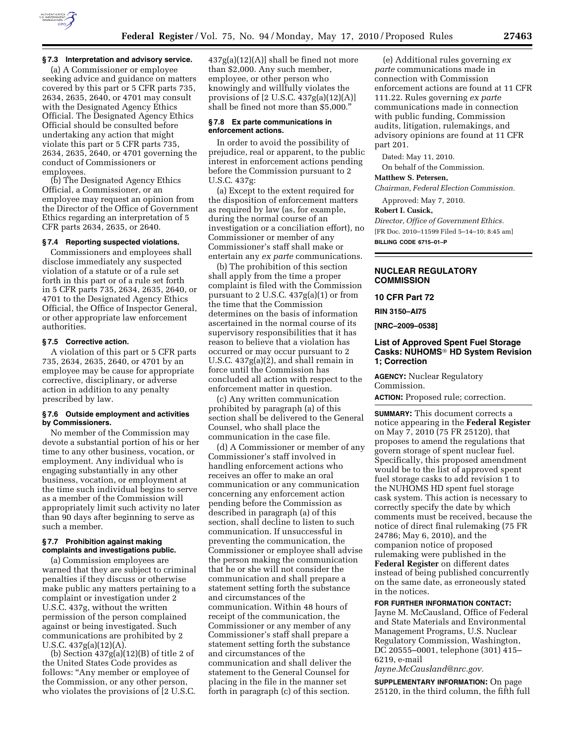### § 7.3 Interpretation and advisory service.

(a) A Commissioner or employee seeking advice and guidance on matters covered by this part or 5 CFR parts 735, 2634, 2635, 2640, or 4701 may consult with the Designated Agency Ethics Official. The Designated Agency Ethics Official should be consulted before undertaking any action that might violate this part or 5 CFR parts 735, 2634, 2635, 2640, or 4701 governing the conduct of Commissioners or employees.

(b) The Designated Agency Ethics Official, a Commissioner, or an employee may request an opinion from the Director of the Office of Government Ethics regarding an interpretation of 5 CFR parts 2634, 2635, or 2640.

### § 7.4 Reporting suspected violations.

Commissioners and employees shall disclose immediately any suspected violation of a statute or of a rule set forth in this part or of a rule set forth in 5 CFR parts 735, 2634, 2635, 2640, or 4701 to the Designated Agency Ethics Official, the Office of Inspector General, or other appropriate law enforcement authorities.

### § 7.5 Corrective action.

A violation of this part or 5 CFR parts 735, 2634, 2635, 2640, or 4701 by an employee may be cause for appropriate corrective, disciplinary, or adverse action in addition to any penalty prescribed by law.

### § 7.6 Outside employment and activities by Commissioners.

No member of the Commission may devote a substantial portion of his or her time to any other business, vocation, or employment. Any individual who is engaging substantially in any other business, vocation, or employment at the time such individual begins to serve as a member of the Commission will appropriately limit such activity no later than 90 days after beginning to serve as such a member.

### § 7.7 Prohibition against making complaints and investigations public.

(a) Commission employees are warned that they are subject to criminal penalties if they discuss or otherwise make public any matters pertaining to a complaint or investigation under 2 U.S.C. 437g, without the written permission of the person complained against or being investigated. Such communications are prohibited by 2 U.S.C. 437g(a)(12)(A).

(b) Section 437g(a)(12)(B) of title 2 of the United States Code provides as follows: "Any member or employee of the Commission, or any other person, who violates the provisions of [2 U.S.C. 437g(a)(12)(A)] shall be fined not more than $2,000. Any such member, employee, or other person who knowingly and willfully violates the provisions of [2 U.S.C. 437g(a)(12)(A)] shall be fined not more than $5,000."

### § 7.8 Ex parte communications in enforcement actions.

In order to avoid the possibility of prejudice, real or apparent, to the public interest in enforcement actions pending before the Commission pursuant to 2 U.S.C. 437g:

(a) Except to the extent required for the disposition of enforcement matters as required by law (as, for example, during the normal course of an investigation or a conciliation effort), no Commissioner or member of any Commissioner's staff shall make or entertain any *ex parte* communications.

(b) The prohibition of this section shall apply from the time a proper complaint is filed with the Commission pursuant to 2 U.S.C. 437g(a)(1) or from the time that the Commission determines on the basis of information ascertained in the normal course of its supervisory responsibilities that it has reason to believe that a violation has occurred or may occur pursuant to 2 U.S.C. 437g(a)(2), and shall remain in force until the Commission has concluded all action with respect to the enforcement matter in question.

(c) Any written communication prohibited by paragraph (a) of this section shall be delivered to the General Counsel, who shall place the communication in the case file.

(d) A Commissioner or member of any Commissioner's staff involved in handling enforcement actions who receives an offer to make an oral communication or any communication concerning any enforcement action pending before the Commission as described in paragraph (a) of this section, shall decline to listen to such communication. If unsuccessful in preventing the communication, the Commissioner or employee shall advise the person making the communication that he or she will not consider the communication and shall prepare a statement setting forth the substance and circumstances of the communication. Within 48 hours of receipt of the communication, the Commissioner or any member of any Commissioner's staff shall prepare a statement setting forth the substance and circumstances of the communication and shall deliver the statement to the General Counsel for placing in the file in the manner set forth in paragraph (c) of this section.

(e) Additional rules governing *ex parte* communications made in connection with Commission enforcement actions are found at 11 CFR 111.22. Rules governing *ex parte* communications made in connection with public funding, Commission audits, litigation, rulemakings, and advisory opinions are found at 11 CFR part 201.

Dated: May 11, 2010.

On behalf of the Commission.

**Matthew S. Petersen,**

*Chairman, Federal Election Commission.*

Approved: May 7, 2010.

**Robert I. Cusick,**

*Director, Office of Government Ethics.*

[FR Doc. 2010–11599 Filed 5–14–10; 8:45 am]

**BILLING CODE 6715–01–P**

---

## NUCLEAR REGULATORY COMMISSION

**10 CFR Part 72**

**RIN 3150–AI75**

**[NRC–2009–0538]**

## List of Approved Spent Fuel Storage Casks: NUHOMS® HD System Revision 1; Correction

**AGENCY:** Nuclear Regulatory Commission.

**ACTION:** Proposed rule; correction.

**SUMMARY:** This document corrects a notice appearing in the **Federal Register** on May 7, 2010 (75 FR 25120), that proposes to amend the regulations that govern storage of spent nuclear fuel. Specifically, this proposed amendment would be to the list of approved spent fuel storage casks to add revision 1 to the NUHOMS HD spent fuel storage cask system. This action is necessary to correctly specify the date by which comments must be received, because the notice of direct final rulemaking (75 FR 24786; May 6, 2010), and the companion notice of proposed rulemaking were published in the **Federal Register** on different dates instead of being published concurrently on the same date, as erroneously stated in the notices.

**FOR FURTHER INFORMATION CONTACT:** Jayne M. McCausland, Office of Federal and State Materials and Environmental Management Programs, U.S. Nuclear Regulatory Commission, Washington, DC 20555–0001, telephone (301) 415–6219, e-mail *Jayne.McCausland@nrc.gov.*

**SUPPLEMENTARY INFORMATION:** On page 25120, in the third column, the fifth full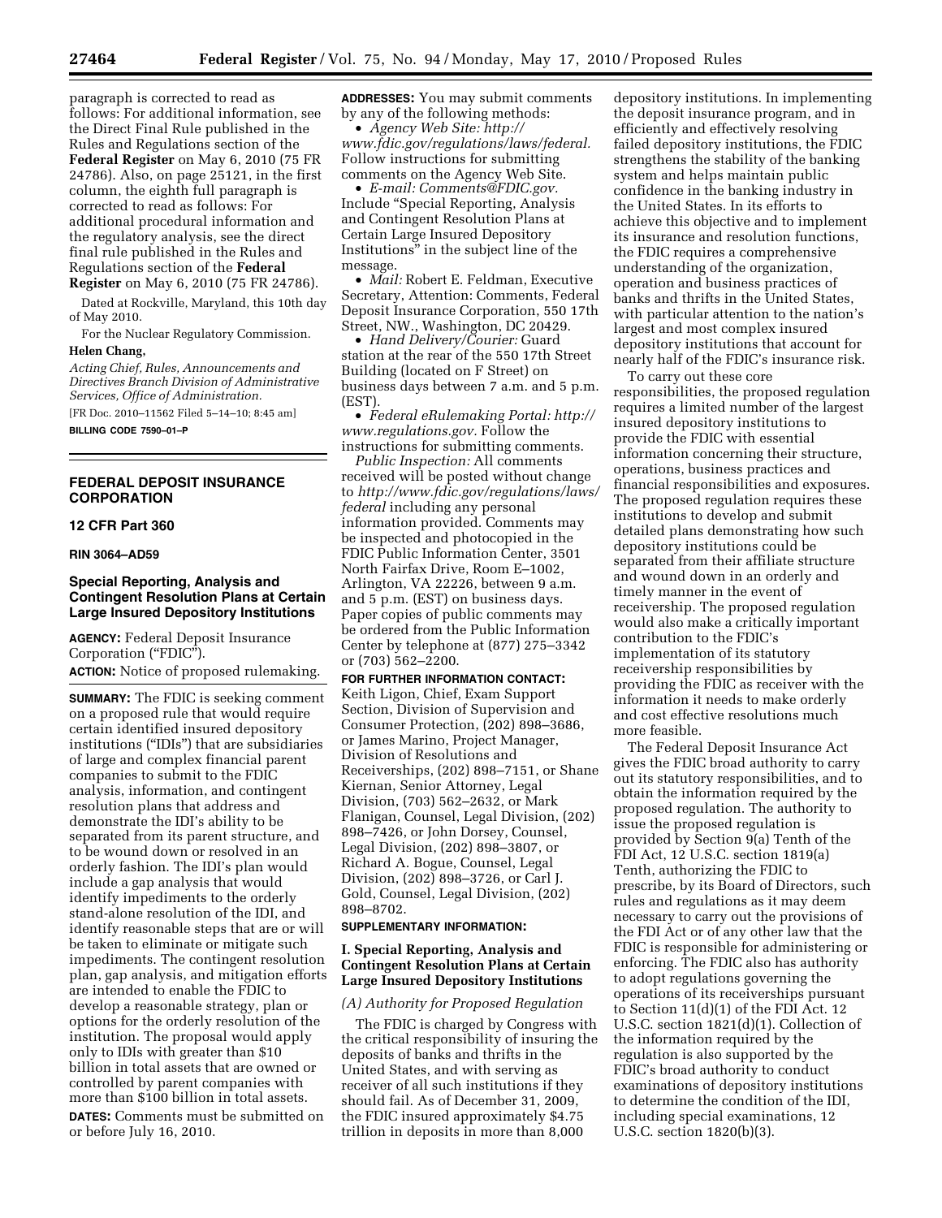paragraph is corrected to read as follows: For additional information, see the Direct Final Rule published in the Rules and Regulations section of the **Federal Register** on May 6, 2010 (75 FR 24786). Also, on page 25121, in the first column, the eighth full paragraph is corrected to read as follows: For additional procedural information and the regulatory analysis, see the direct final rule published in the Rules and Regulations section of the **Federal Register** on May 6, 2010 (75 FR 24786).

Dated at Rockville, Maryland, this 10th day of May 2010.

For the Nuclear Regulatory Commission.

**Helen Chang,**

*Acting Chief, Rules, Announcements and Directives Branch Division of Administrative Services, Office of Administration.*

[FR Doc. 2010–11562 Filed 5–14–10; 8:45 am]

**BILLING CODE 7590–01–P**

## FEDERAL DEPOSIT INSURANCE CORPORATION

### 12 CFR Part 360

### RIN 3064–AD59

## Special Reporting, Analysis and Contingent Resolution Plans at Certain Large Insured Depository Institutions

**AGENCY:** Federal Deposit Insurance Corporation ("FDIC").

**ACTION:** Notice of proposed rulemaking.

**SUMMARY:** The FDIC is seeking comment on a proposed rule that would require certain identified insured depository institutions ("IDIs") that are subsidiaries of large and complex financial parent companies to submit to the FDIC analysis, information, and contingent resolution plans that address and demonstrate the IDI's ability to be separated from its parent structure, and to be wound down or resolved in an orderly fashion. The IDI's plan would include a gap analysis that would identify impediments to the orderly stand-alone resolution of the IDI, and identify reasonable steps that are or will be taken to eliminate or mitigate such impediments. The contingent resolution plan, gap analysis, and mitigation efforts are intended to enable the FDIC to develop a reasonable strategy, plan or options for the orderly resolution of the institution. The proposal would apply only to IDIs with greater than $10 billion in total assets that are owned or controlled by parent companies with more than $100 billion in total assets.

**DATES:** Comments must be submitted on or before July 16, 2010.

**ADDRESSES:** You may submit comments by any of the following methods:

- *Agency Web Site: http://www.fdic.gov/regulations/laws/federal.* Follow instructions for submitting comments on the Agency Web Site.
- *E-mail: Comments@FDIC.gov.* Include "Special Reporting, Analysis and Contingent Resolution Plans at Certain Large Insured Depository Institutions" in the subject line of the message.
- *Mail:* Robert E. Feldman, Executive Secretary, Attention: Comments, Federal Deposit Insurance Corporation, 550 17th Street, NW., Washington, DC 20429.
- *Hand Delivery/Courier:* Guard station at the rear of the 550 17th Street Building (located on F Street) on business days between 7 a.m. and 5 p.m. (EST).
- *Federal eRulemaking Portal: http://www.regulations.gov.* Follow the instructions for submitting comments.

*Public Inspection:* All comments received will be posted without change to *http://www.fdic.gov/regulations/laws/federal* including any personal information provided. Comments may be inspected and photocopied in the FDIC Public Information Center, 3501 North Fairfax Drive, Room E–1002, Arlington, VA 22226, between 9 a.m. and 5 p.m. (EST) on business days. Paper copies of public comments may be ordered from the Public Information Center by telephone at (877) 275–3342 or (703) 562–2200.

**FOR FURTHER INFORMATION CONTACT:** Keith Ligon, Chief, Exam Support Section, Division of Supervision and Consumer Protection, (202) 898–3686, or James Marino, Project Manager, Division of Resolutions and Receiverships, (202) 898–7151, or Shane Kiernan, Senior Attorney, Legal Division, (703) 562–2632, or Mark Flanigan, Counsel, Legal Division, (202) 898–7426, or John Dorsey, Counsel, Legal Division, (202) 898–3807, or Richard A. Bogue, Counsel, Legal Division, (202) 898–3726, or Carl J. Gold, Counsel, Legal Division, (202) 898–8702.

**SUPPLEMENTARY INFORMATION:**

### I. Special Reporting, Analysis and Contingent Resolution Plans at Certain Large Insured Depository Institutions

#### *(A) Authority for Proposed Regulation*

The FDIC is charged by Congress with the critical responsibility of insuring the deposits of banks and thrifts in the United States, and with serving as receiver of all such institutions if they should fail. As of December 31, 2009, the FDIC insured approximately $4.75 trillion in deposits in more than 8,000 depository institutions. In implementing the deposit insurance program, and in efficiently and effectively resolving failed depository institutions, the FDIC strengthens the stability of the banking system and helps maintain public confidence in the banking industry in the United States. In its efforts to achieve this objective and to implement its insurance and resolution functions, the FDIC requires a comprehensive understanding of the organization, operation and business practices of banks and thrifts in the United States, with particular attention to the nation's largest and most complex insured depository institutions that account for nearly half of the FDIC's insurance risk.

To carry out these core responsibilities, the proposed regulation requires a limited number of the largest insured depository institutions to provide the FDIC with essential information concerning their structure, operations, business practices and financial responsibilities and exposures. The proposed regulation requires these institutions to develop and submit detailed plans demonstrating how such depository institutions could be separated from their affiliate structure and wound down in an orderly and timely manner in the event of receivership. The proposed regulation would also make a critically important contribution to the FDIC's implementation of its statutory receivership responsibilities by providing the FDIC as receiver with the information it needs to make orderly and cost effective resolutions much more feasible.

The Federal Deposit Insurance Act gives the FDIC broad authority to carry out its statutory responsibilities, and to obtain the information required by the proposed regulation. The authority to issue the proposed regulation is provided by Section 9(a) Tenth of the FDI Act, 12 U.S.C. section 1819(a) Tenth, authorizing the FDIC to prescribe, by its Board of Directors, such rules and regulations as it may deem necessary to carry out the provisions of the FDI Act or of any other law that the FDIC is responsible for administering or enforcing. The FDIC also has authority to adopt regulations governing the operations of its receiverships pursuant to Section 11(d)(1) of the FDI Act. 12 U.S.C. section 1821(d)(1). Collection of the information required by the regulation is also supported by the FDIC's broad authority to conduct examinations of depository institutions to determine the condition of the IDI, including special examinations, 12 U.S.C. section 1820(b)(3).